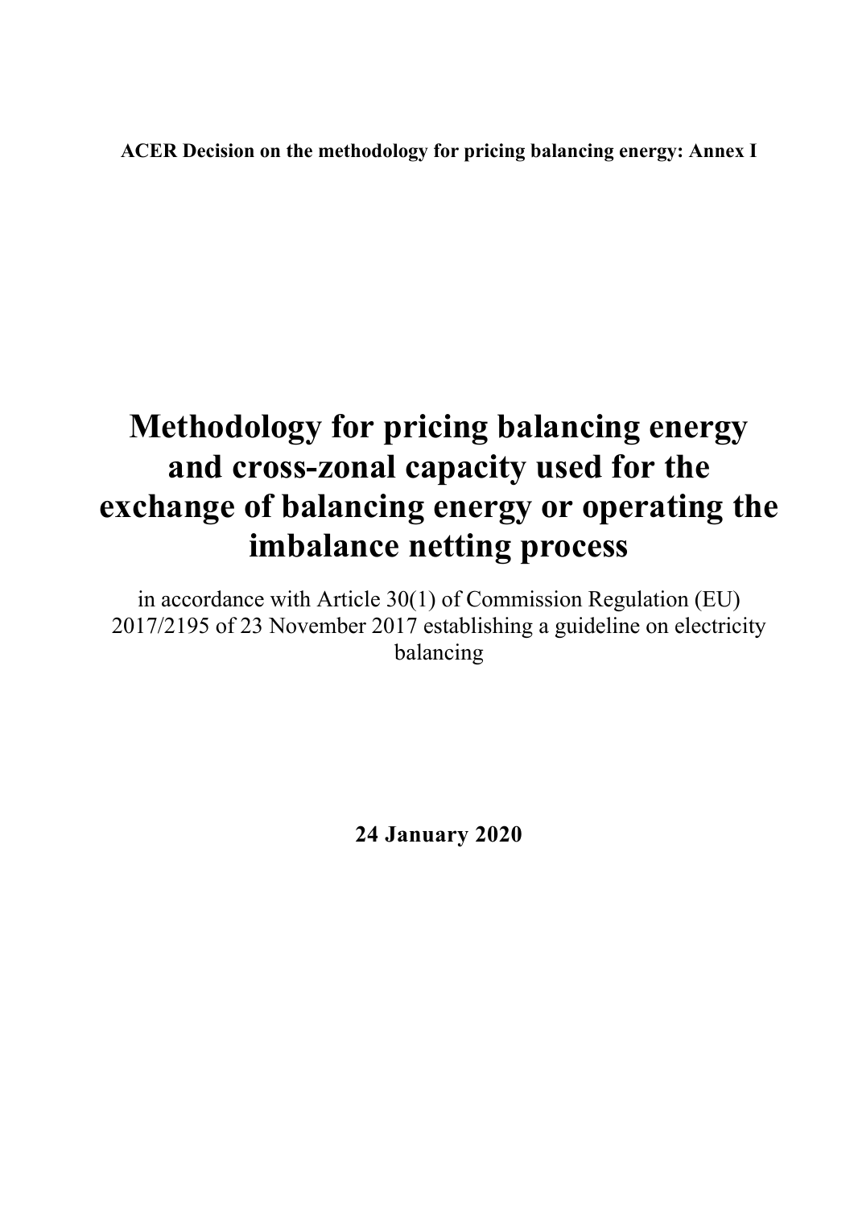**ACER Decision on the methodology for pricing balancing energy: Annex I**

# Methodology for pricing balancing energy and cross-zonal capacity used for the exchange of balancing energy or operating the imbalance netting process

in accordance with Article 30(1) of Commission Regulation (EU) 2017/2195 of 23 November 2017 establishing a guideline on electricity balancing

**24 January 2020**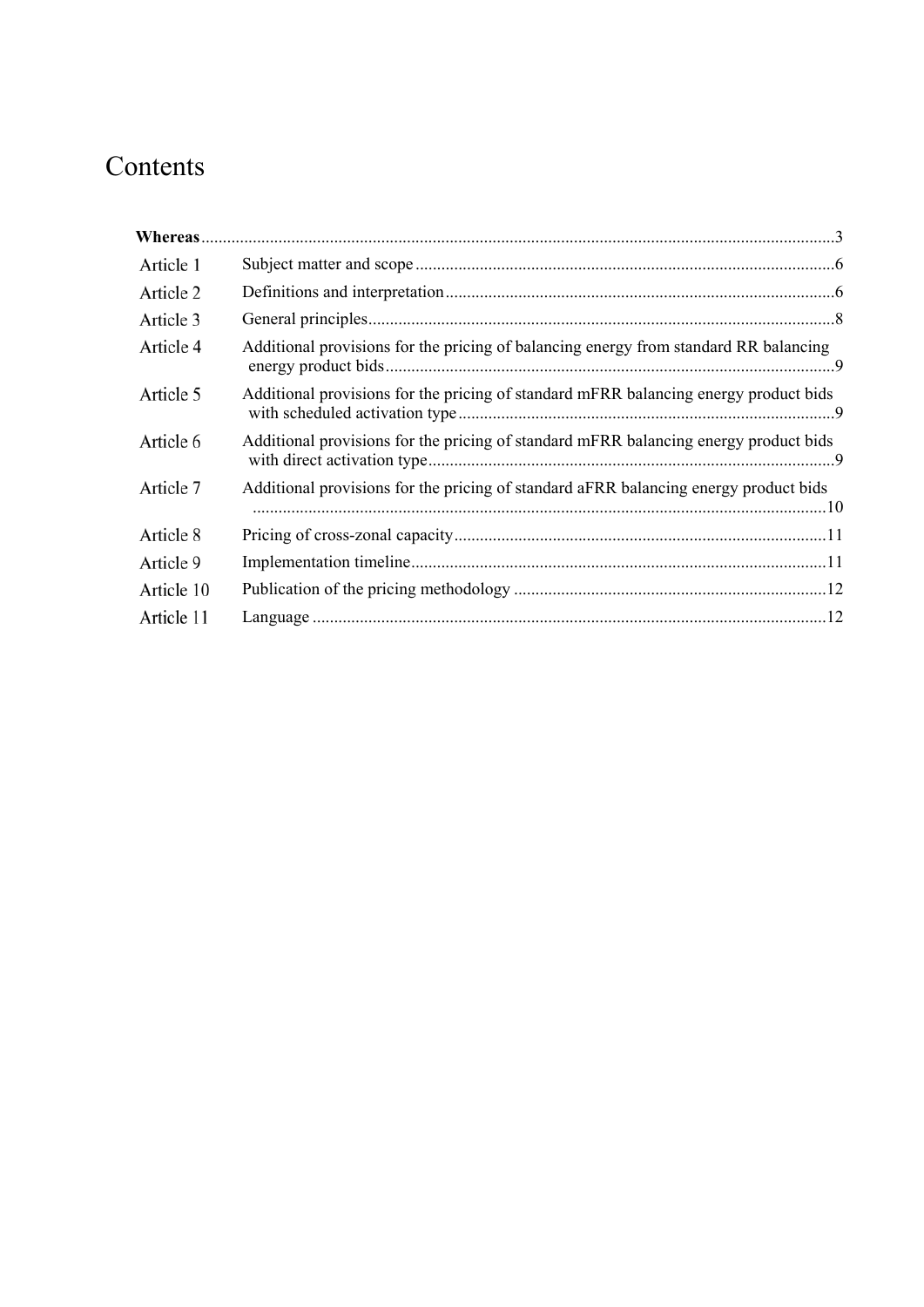# Contents

| | | |
|---|---|---|
| **Whereas** | | 3 |
| Article 1 | Subject matter and scope | 6 |
| Article 2 | Definitions and interpretation | 6 |
| Article 3 | General principles | 8 |
| Article 4 | Additional provisions for the pricing of balancing energy from standard RR balancing energy product bids | 9 |
| Article 5 | Additional provisions for the pricing of standard mFRR balancing energy product bids with scheduled activation type | 9 |
| Article 6 | Additional provisions for the pricing of standard mFRR balancing energy product bids with direct activation type | 9 |
| Article 7 | Additional provisions for the pricing of standard aFRR balancing energy product bids | 10 |
| Article 8 | Pricing of cross-zonal capacity | 11 |
| Article 9 | Implementation timeline | 11 |
| Article 10 | Publication of the pricing methodology | 12 |
| Article 11 | Language | 12 |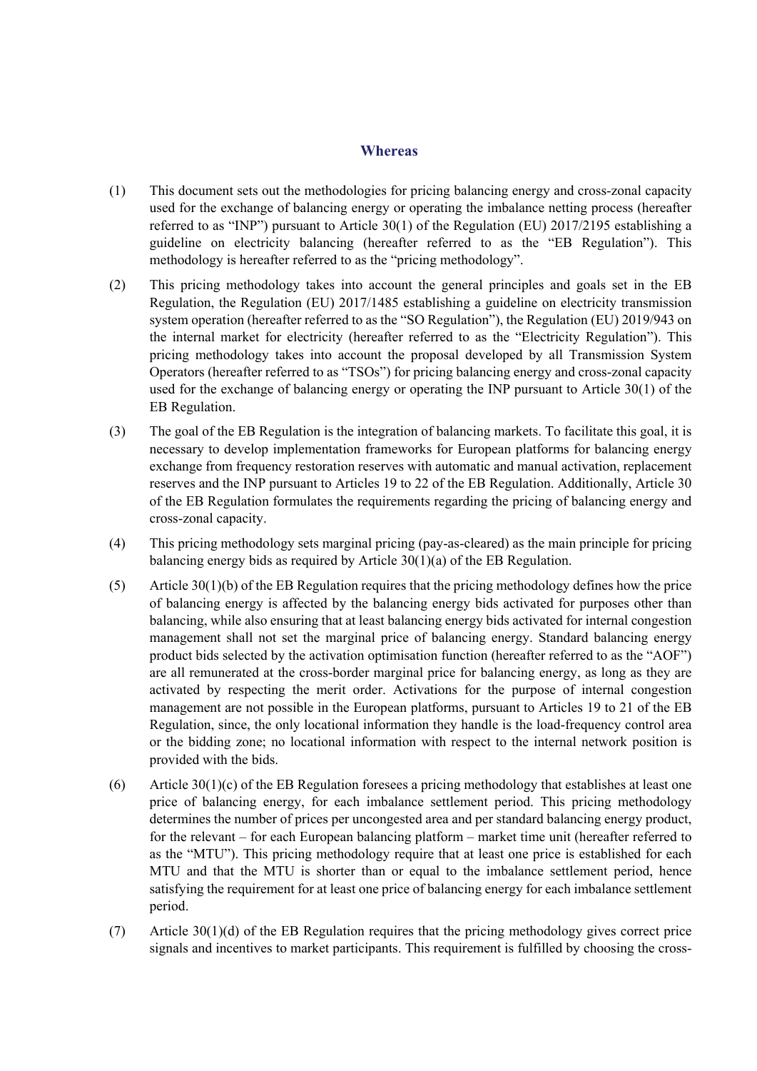## Whereas

(1) This document sets out the methodologies for pricing balancing energy and cross-zonal capacity used for the exchange of balancing energy or operating the imbalance netting process (hereafter referred to as "INP") pursuant to Article 30(1) of the Regulation (EU) 2017/2195 establishing a guideline on electricity balancing (hereafter referred to as the "EB Regulation"). This methodology is hereafter referred to as the "pricing methodology".

(2) This pricing methodology takes into account the general principles and goals set in the EB Regulation, the Regulation (EU) 2017/1485 establishing a guideline on electricity transmission system operation (hereafter referred to as the "SO Regulation"), the Regulation (EU) 2019/943 on the internal market for electricity (hereafter referred to as the "Electricity Regulation"). This pricing methodology takes into account the proposal developed by all Transmission System Operators (hereafter referred to as "TSOs") for pricing balancing energy and cross-zonal capacity used for the exchange of balancing energy or operating the INP pursuant to Article 30(1) of the EB Regulation.

(3) The goal of the EB Regulation is the integration of balancing markets. To facilitate this goal, it is necessary to develop implementation frameworks for European platforms for balancing energy exchange from frequency restoration reserves with automatic and manual activation, replacement reserves and the INP pursuant to Articles 19 to 22 of the EB Regulation. Additionally, Article 30 of the EB Regulation formulates the requirements regarding the pricing of balancing energy and cross-zonal capacity.

(4) This pricing methodology sets marginal pricing (pay-as-cleared) as the main principle for pricing balancing energy bids as required by Article 30(1)(a) of the EB Regulation.

(5) Article 30(1)(b) of the EB Regulation requires that the pricing methodology defines how the price of balancing energy is affected by the balancing energy bids activated for purposes other than balancing, while also ensuring that at least balancing energy bids activated for internal congestion management shall not set the marginal price of balancing energy. Standard balancing energy product bids selected by the activation optimisation function (hereafter referred to as the "AOF") are all remunerated at the cross-border marginal price for balancing energy, as long as they are activated by respecting the merit order. Activations for the purpose of internal congestion management are not possible in the European platforms, pursuant to Articles 19 to 21 of the EB Regulation, since, the only locational information they handle is the load-frequency control area or the bidding zone; no locational information with respect to the internal network position is provided with the bids.

(6) Article 30(1)(c) of the EB Regulation foresees a pricing methodology that establishes at least one price of balancing energy, for each imbalance settlement period. This pricing methodology determines the number of prices per uncongested area and per standard balancing energy product, for the relevant – for each European balancing platform – market time unit (hereafter referred to as the "MTU"). This pricing methodology require that at least one price is established for each MTU and that the MTU is shorter than or equal to the imbalance settlement period, hence satisfying the requirement for at least one price of balancing energy for each imbalance settlement period.

(7) Article 30(1)(d) of the EB Regulation requires that the pricing methodology gives correct price signals and incentives to market participants. This requirement is fulfilled by choosing the cross-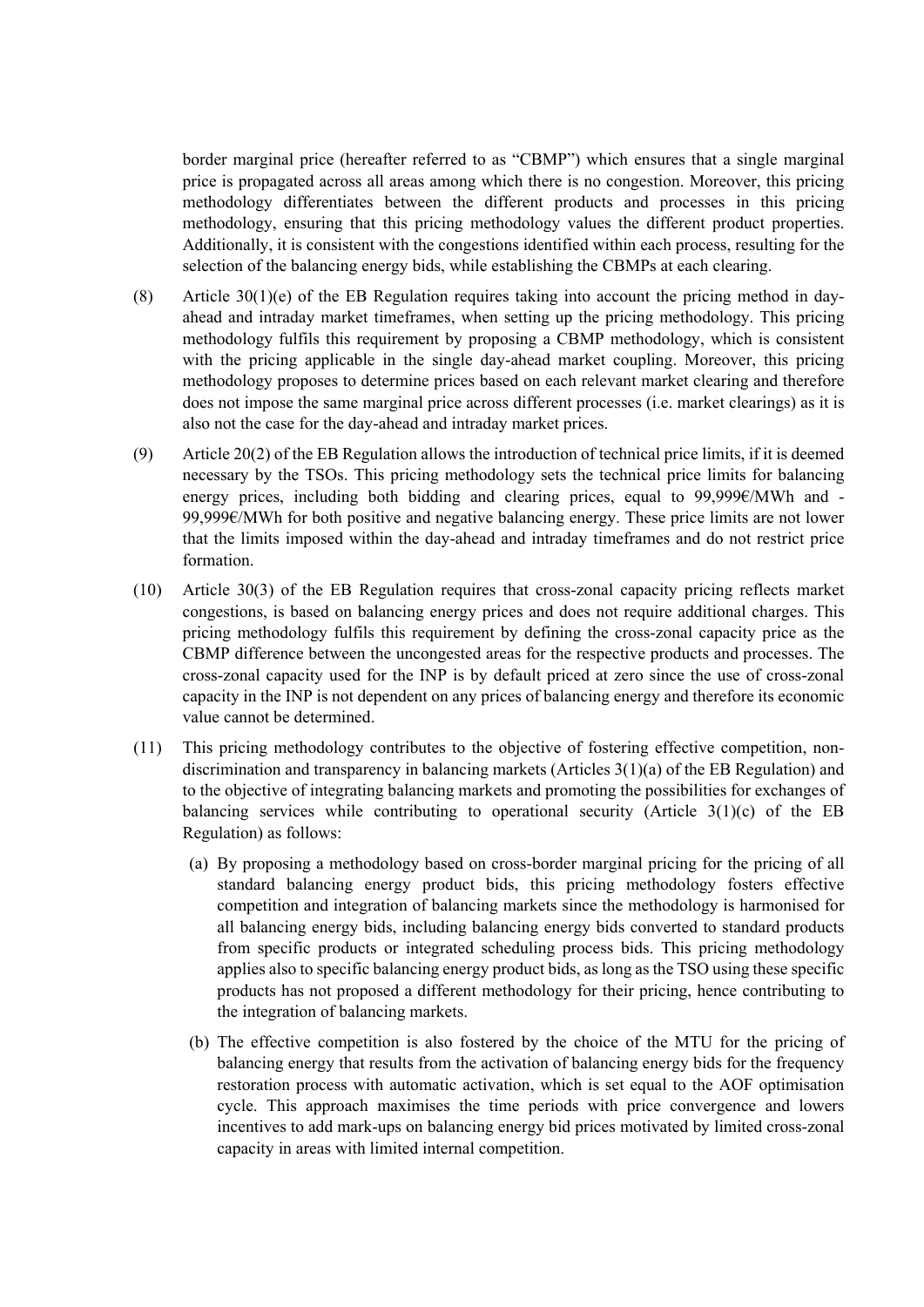border marginal price (hereafter referred to as "CBMP") which ensures that a single marginal price is propagated across all areas among which there is no congestion. Moreover, this pricing methodology differentiates between the different products and processes in this pricing methodology, ensuring that this pricing methodology values the different product properties. Additionally, it is consistent with the congestions identified within each process, resulting for the selection of the balancing energy bids, while establishing the CBMPs at each clearing.

(8) Article 30(1)(e) of the EB Regulation requires taking into account the pricing method in day-ahead and intraday market timeframes, when setting up the pricing methodology. This pricing methodology fulfils this requirement by proposing a CBMP methodology, which is consistent with the pricing applicable in the single day-ahead market coupling. Moreover, this pricing methodology proposes to determine prices based on each relevant market clearing and therefore does not impose the same marginal price across different processes (i.e. market clearings) as it is also not the case for the day-ahead and intraday market prices.

(9) Article 20(2) of the EB Regulation allows the introduction of technical price limits, if it is deemed necessary by the TSOs. This pricing methodology sets the technical price limits for balancing energy prices, including both bidding and clearing prices, equal to 99,999€/MWh and -99,999€/MWh for both positive and negative balancing energy. These price limits are not lower that the limits imposed within the day-ahead and intraday timeframes and do not restrict price formation.

(10) Article 30(3) of the EB Regulation requires that cross-zonal capacity pricing reflects market congestions, is based on balancing energy prices and does not require additional charges. This pricing methodology fulfils this requirement by defining the cross-zonal capacity price as the CBMP difference between the uncongested areas for the respective products and processes. The cross-zonal capacity used for the INP is by default priced at zero since the use of cross-zonal capacity in the INP is not dependent on any prices of balancing energy and therefore its economic value cannot be determined.

(11) This pricing methodology contributes to the objective of fostering effective competition, non-discrimination and transparency in balancing markets (Articles 3(1)(a) of the EB Regulation) and to the objective of integrating balancing markets and promoting the possibilities for exchanges of balancing services while contributing to operational security (Article 3(1)(c) of the EB Regulation) as follows:

(a) By proposing a methodology based on cross-border marginal pricing for the pricing of all standard balancing energy product bids, this pricing methodology fosters effective competition and integration of balancing markets since the methodology is harmonised for all balancing energy bids, including balancing energy bids converted to standard products from specific products or integrated scheduling process bids. This pricing methodology applies also to specific balancing energy product bids, as long as the TSO using these specific products has not proposed a different methodology for their pricing, hence contributing to the integration of balancing markets.

(b) The effective competition is also fostered by the choice of the MTU for the pricing of balancing energy that results from the activation of balancing energy bids for the frequency restoration process with automatic activation, which is set equal to the AOF optimisation cycle. This approach maximises the time periods with price convergence and lowers incentives to add mark-ups on balancing energy bid prices motivated by limited cross-zonal capacity in areas with limited internal competition.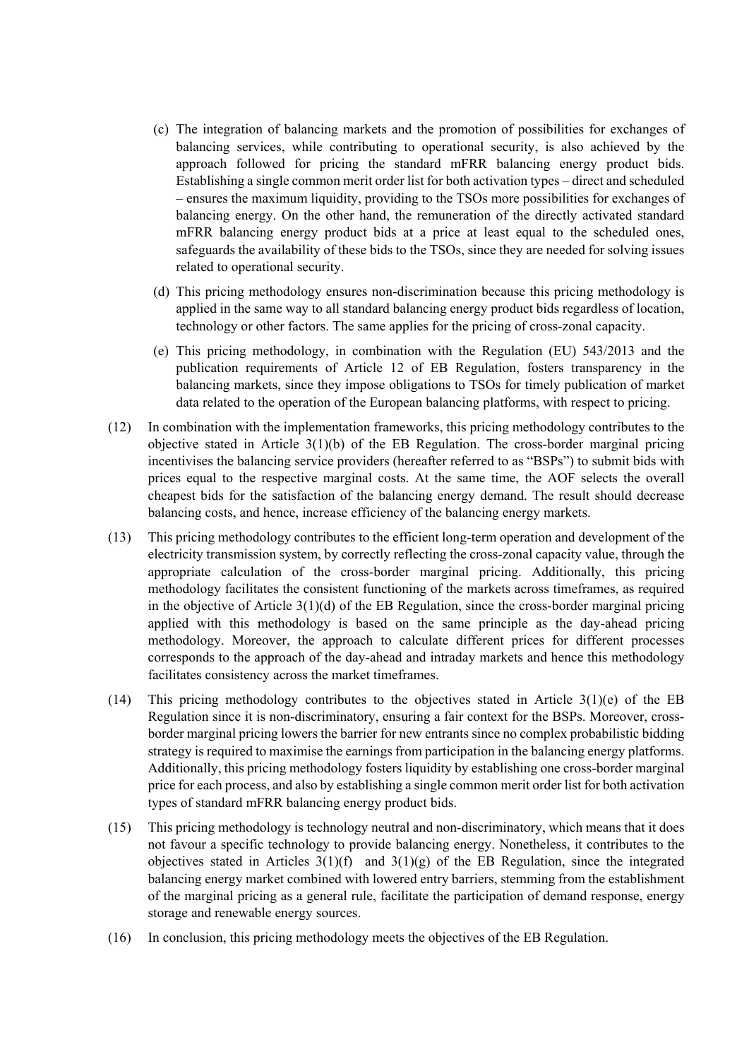(c) The integration of balancing markets and the promotion of possibilities for exchanges of balancing services, while contributing to operational security, is also achieved by the approach followed for pricing the standard mFRR balancing energy product bids. Establishing a single common merit order list for both activation types – direct and scheduled – ensures the maximum liquidity, providing to the TSOs more possibilities for exchanges of balancing energy. On the other hand, the remuneration of the directly activated standard mFRR balancing energy product bids at a price at least equal to the scheduled ones, safeguards the availability of these bids to the TSOs, since they are needed for solving issues related to operational security.

(d) This pricing methodology ensures non-discrimination because this pricing methodology is applied in the same way to all standard balancing energy product bids regardless of location, technology or other factors. The same applies for the pricing of cross-zonal capacity.

(e) This pricing methodology, in combination with the Regulation (EU) 543/2013 and the publication requirements of Article 12 of EB Regulation, fosters transparency in the balancing markets, since they impose obligations to TSOs for timely publication of market data related to the operation of the European balancing platforms, with respect to pricing.

(12) In combination with the implementation frameworks, this pricing methodology contributes to the objective stated in Article 3(1)(b) of the EB Regulation. The cross-border marginal pricing incentivises the balancing service providers (hereafter referred to as "BSPs") to submit bids with prices equal to the respective marginal costs. At the same time, the AOF selects the overall cheapest bids for the satisfaction of the balancing energy demand. The result should decrease balancing costs, and hence, increase efficiency of the balancing energy markets.

(13) This pricing methodology contributes to the efficient long-term operation and development of the electricity transmission system, by correctly reflecting the cross-zonal capacity value, through the appropriate calculation of the cross-border marginal pricing. Additionally, this pricing methodology facilitates the consistent functioning of the markets across timeframes, as required in the objective of Article 3(1)(d) of the EB Regulation, since the cross-border marginal pricing applied with this methodology is based on the same principle as the day-ahead pricing methodology. Moreover, the approach to calculate different prices for different processes corresponds to the approach of the day-ahead and intraday markets and hence this methodology facilitates consistency across the market timeframes.

(14) This pricing methodology contributes to the objectives stated in Article 3(1)(e) of the EB Regulation since it is non-discriminatory, ensuring a fair context for the BSPs. Moreover, cross-border marginal pricing lowers the barrier for new entrants since no complex probabilistic bidding strategy is required to maximise the earnings from participation in the balancing energy platforms. Additionally, this pricing methodology fosters liquidity by establishing one cross-border marginal price for each process, and also by establishing a single common merit order list for both activation types of standard mFRR balancing energy product bids.

(15) This pricing methodology is technology neutral and non-discriminatory, which means that it does not favour a specific technology to provide balancing energy. Nonetheless, it contributes to the objectives stated in Articles 3(1)(f) and 3(1)(g) of the EB Regulation, since the integrated balancing energy market combined with lowered entry barriers, stemming from the establishment of the marginal pricing as a general rule, facilitate the participation of demand response, energy storage and renewable energy sources.

(16) In conclusion, this pricing methodology meets the objectives of the EB Regulation.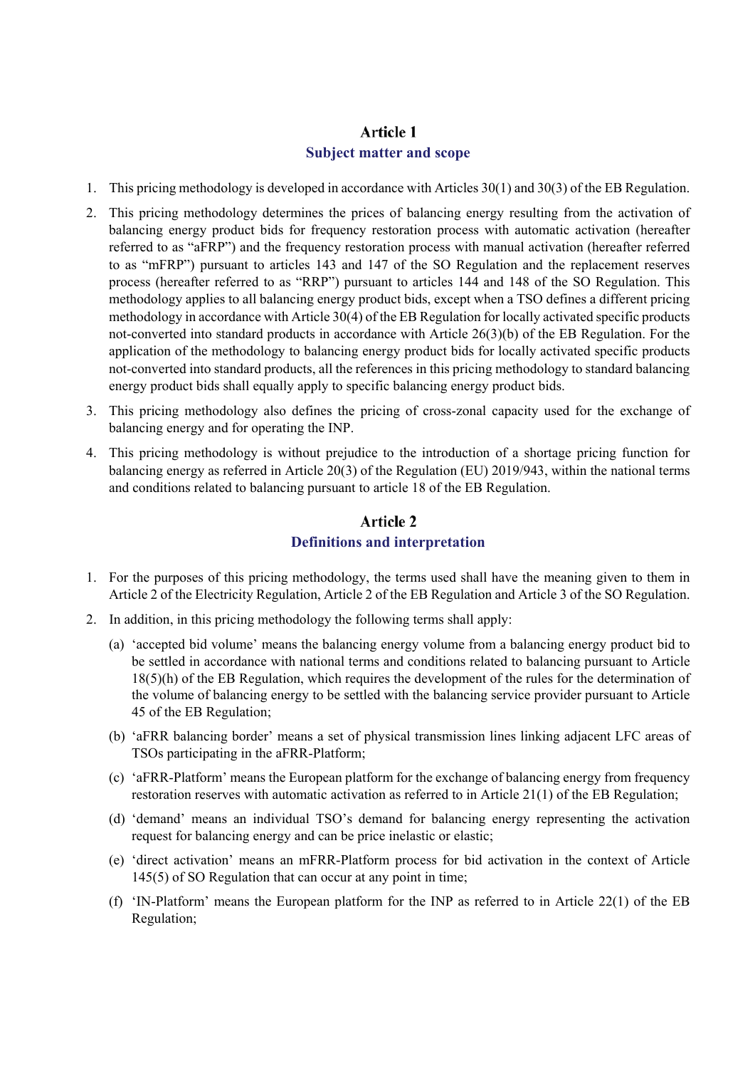## Article 1
### Subject matter and scope

1. This pricing methodology is developed in accordance with Articles 30(1) and 30(3) of the EB Regulation.
2. This pricing methodology determines the prices of balancing energy resulting from the activation of balancing energy product bids for frequency restoration process with automatic activation (hereafter referred to as "aFRP") and the frequency restoration process with manual activation (hereafter referred to as "mFRP") pursuant to articles 143 and 147 of the SO Regulation and the replacement reserves process (hereafter referred to as "RRP") pursuant to articles 144 and 148 of the SO Regulation. This methodology applies to all balancing energy product bids, except when a TSO defines a different pricing methodology in accordance with Article 30(4) of the EB Regulation for locally activated specific products not-converted into standard products in accordance with Article 26(3)(b) of the EB Regulation. For the application of the methodology to balancing energy product bids for locally activated specific products not-converted into standard products, all the references in this pricing methodology to standard balancing energy product bids shall equally apply to specific balancing energy product bids.
3. This pricing methodology also defines the pricing of cross-zonal capacity used for the exchange of balancing energy and for operating the INP.
4. This pricing methodology is without prejudice to the introduction of a shortage pricing function for balancing energy as referred in Article 20(3) of the Regulation (EU) 2019/943, within the national terms and conditions related to balancing pursuant to article 18 of the EB Regulation.

## Article 2
### Definitions and interpretation

1. For the purposes of this pricing methodology, the terms used shall have the meaning given to them in Article 2 of the Electricity Regulation, Article 2 of the EB Regulation and Article 3 of the SO Regulation.
2. In addition, in this pricing methodology the following terms shall apply:
   (a) 'accepted bid volume' means the balancing energy volume from a balancing energy product bid to be settled in accordance with national terms and conditions related to balancing pursuant to Article 18(5)(h) of the EB Regulation, which requires the development of the rules for the determination of the volume of balancing energy to be settled with the balancing service provider pursuant to Article 45 of the EB Regulation;
   (b) 'aFRR balancing border' means a set of physical transmission lines linking adjacent LFC areas of TSOs participating in the aFRR-Platform;
   (c) 'aFRR-Platform' means the European platform for the exchange of balancing energy from frequency restoration reserves with automatic activation as referred to in Article 21(1) of the EB Regulation;
   (d) 'demand' means an individual TSO's demand for balancing energy representing the activation request for balancing energy and can be price inelastic or elastic;
   (e) 'direct activation' means an mFRR-Platform process for bid activation in the context of Article 145(5) of SO Regulation that can occur at any point in time;
   (f) 'IN-Platform' means the European platform for the INP as referred to in Article 22(1) of the EB Regulation;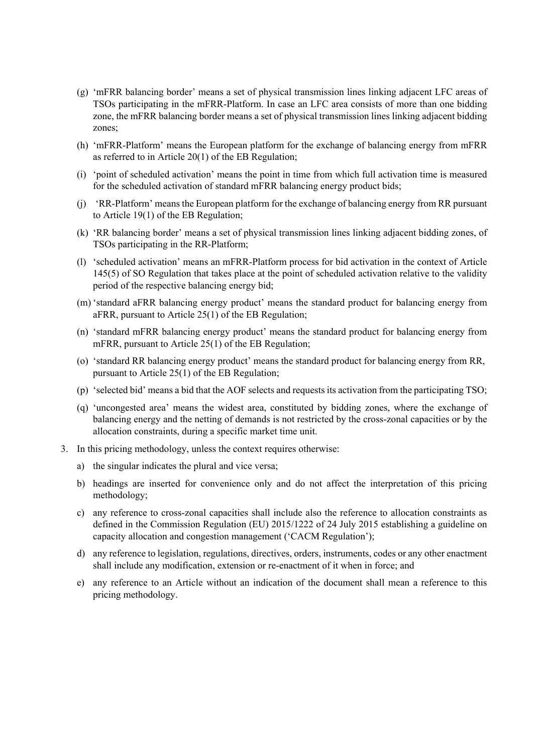(g) 'mFRR balancing border' means a set of physical transmission lines linking adjacent LFC areas of TSOs participating in the mFRR-Platform. In case an LFC area consists of more than one bidding zone, the mFRR balancing border means a set of physical transmission lines linking adjacent bidding zones;

(h) 'mFRR-Platform' means the European platform for the exchange of balancing energy from mFRR as referred to in Article 20(1) of the EB Regulation;

(i) 'point of scheduled activation' means the point in time from which full activation time is measured for the scheduled activation of standard mFRR balancing energy product bids;

(j) 'RR-Platform' means the European platform for the exchange of balancing energy from RR pursuant to Article 19(1) of the EB Regulation;

(k) 'RR balancing border' means a set of physical transmission lines linking adjacent bidding zones, of TSOs participating in the RR-Platform;

(l) 'scheduled activation' means an mFRR-Platform process for bid activation in the context of Article 145(5) of SO Regulation that takes place at the point of scheduled activation relative to the validity period of the respective balancing energy bid;

(m) 'standard aFRR balancing energy product' means the standard product for balancing energy from aFRR, pursuant to Article 25(1) of the EB Regulation;

(n) 'standard mFRR balancing energy product' means the standard product for balancing energy from mFRR, pursuant to Article 25(1) of the EB Regulation;

(o) 'standard RR balancing energy product' means the standard product for balancing energy from RR, pursuant to Article 25(1) of the EB Regulation;

(p) 'selected bid' means a bid that the AOF selects and requests its activation from the participating TSO;

(q) 'uncongested area' means the widest area, constituted by bidding zones, where the exchange of balancing energy and the netting of demands is not restricted by the cross-zonal capacities or by the allocation constraints, during a specific market time unit.

3. In this pricing methodology, unless the context requires otherwise:

a) the singular indicates the plural and vice versa;

b) headings are inserted for convenience only and do not affect the interpretation of this pricing methodology;

c) any reference to cross-zonal capacities shall include also the reference to allocation constraints as defined in the Commission Regulation (EU) 2015/1222 of 24 July 2015 establishing a guideline on capacity allocation and congestion management ('CACM Regulation');

d) any reference to legislation, regulations, directives, orders, instruments, codes or any other enactment shall include any modification, extension or re-enactment of it when in force; and

e) any reference to an Article without an indication of the document shall mean a reference to this pricing methodology.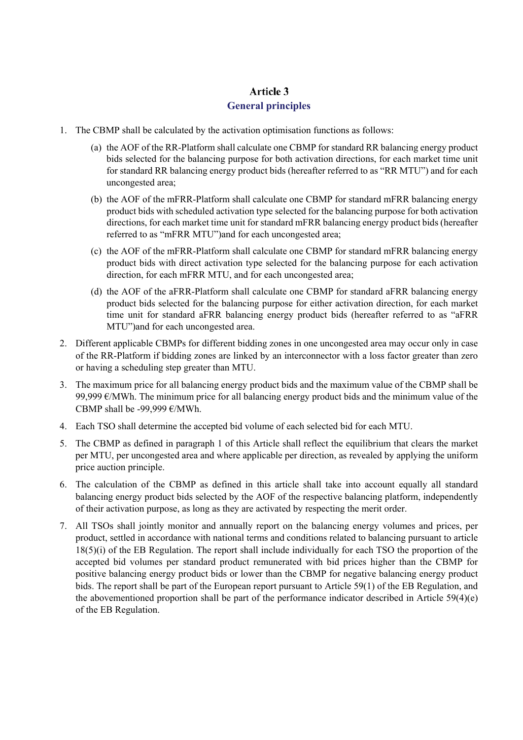## Article 3
### General principles

1. The CBMP shall be calculated by the activation optimisation functions as follows:
   - (a) the AOF of the RR-Platform shall calculate one CBMP for standard RR balancing energy product bids selected for the balancing purpose for both activation directions, for each market time unit for standard RR balancing energy product bids (hereafter referred to as "RR MTU") and for each uncongested area;
   - (b) the AOF of the mFRR-Platform shall calculate one CBMP for standard mFRR balancing energy product bids with scheduled activation type selected for the balancing purpose for both activation directions, for each market time unit for standard mFRR balancing energy product bids (hereafter referred to as "mFRR MTU")and for each uncongested area;
   - (c) the AOF of the mFRR-Platform shall calculate one CBMP for standard mFRR balancing energy product bids with direct activation type selected for the balancing purpose for each activation direction, for each mFRR MTU, and for each uncongested area;
   - (d) the AOF of the aFRR-Platform shall calculate one CBMP for standard aFRR balancing energy product bids selected for the balancing purpose for either activation direction, for each market time unit for standard aFRR balancing energy product bids (hereafter referred to as "aFRR MTU")and for each uncongested area.
2. Different applicable CBMPs for different bidding zones in one uncongested area may occur only in case of the RR-Platform if bidding zones are linked by an interconnector with a loss factor greater than zero or having a scheduling step greater than MTU.
3. The maximum price for all balancing energy product bids and the maximum value of the CBMP shall be 99,999 €/MWh. The minimum price for all balancing energy product bids and the minimum value of the CBMP shall be -99,999 €/MWh.
4. Each TSO shall determine the accepted bid volume of each selected bid for each MTU.
5. The CBMP as defined in paragraph 1 of this Article shall reflect the equilibrium that clears the market per MTU, per uncongested area and where applicable per direction, as revealed by applying the uniform price auction principle.
6. The calculation of the CBMP as defined in this article shall take into account equally all standard balancing energy product bids selected by the AOF of the respective balancing platform, independently of their activation purpose, as long as they are activated by respecting the merit order.
7. All TSOs shall jointly monitor and annually report on the balancing energy volumes and prices, per product, settled in accordance with national terms and conditions related to balancing pursuant to article 18(5)(i) of the EB Regulation. The report shall include individually for each TSO the proportion of the accepted bid volumes per standard product remunerated with bid prices higher than the CBMP for positive balancing energy product bids or lower than the CBMP for negative balancing energy product bids. The report shall be part of the European report pursuant to Article 59(1) of the EB Regulation, and the abovementioned proportion shall be part of the performance indicator described in Article 59(4)(e) of the EB Regulation.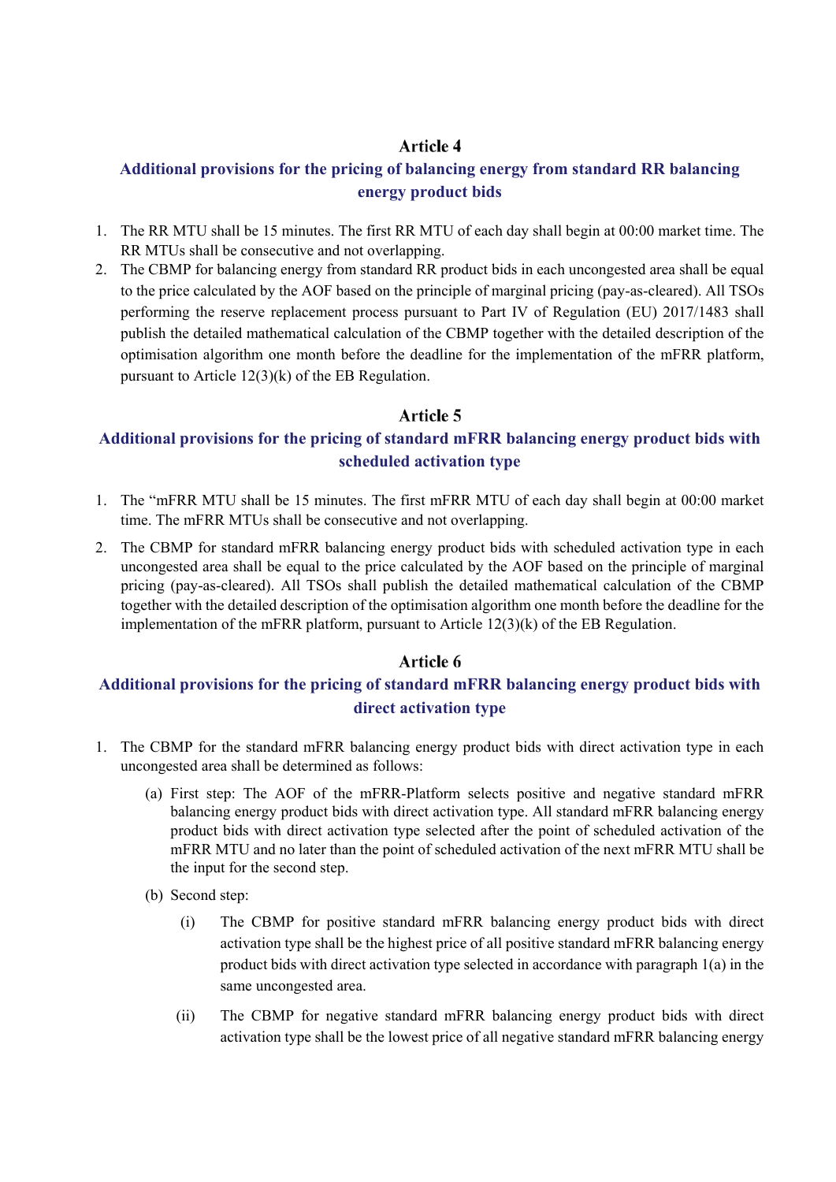## Article 4

## Additional provisions for the pricing of balancing energy from standard RR balancing energy product bids

1. The RR MTU shall be 15 minutes. The first RR MTU of each day shall begin at 00:00 market time. The RR MTUs shall be consecutive and not overlapping.
2. The CBMP for balancing energy from standard RR product bids in each uncongested area shall be equal to the price calculated by the AOF based on the principle of marginal pricing (pay-as-cleared). All TSOs performing the reserve replacement process pursuant to Part IV of Regulation (EU) 2017/1483 shall publish the detailed mathematical calculation of the CBMP together with the detailed description of the optimisation algorithm one month before the deadline for the implementation of the mFRR platform, pursuant to Article 12(3)(k) of the EB Regulation.

## Article 5

## Additional provisions for the pricing of standard mFRR balancing energy product bids with scheduled activation type

1. The "mFRR MTU shall be 15 minutes. The first mFRR MTU of each day shall begin at 00:00 market time. The mFRR MTUs shall be consecutive and not overlapping.
2. The CBMP for standard mFRR balancing energy product bids with scheduled activation type in each uncongested area shall be equal to the price calculated by the AOF based on the principle of marginal pricing (pay-as-cleared). All TSOs shall publish the detailed mathematical calculation of the CBMP together with the detailed description of the optimisation algorithm one month before the deadline for the implementation of the mFRR platform, pursuant to Article 12(3)(k) of the EB Regulation.

## Article 6

## Additional provisions for the pricing of standard mFRR balancing energy product bids with direct activation type

1. The CBMP for the standard mFRR balancing energy product bids with direct activation type in each uncongested area shall be determined as follows:
   - (a) First step: The AOF of the mFRR-Platform selects positive and negative standard mFRR balancing energy product bids with direct activation type. All standard mFRR balancing energy product bids with direct activation type selected after the point of scheduled activation of the mFRR MTU and no later than the point of scheduled activation of the next mFRR MTU shall be the input for the second step.
   - (b) Second step:
     - (i) The CBMP for positive standard mFRR balancing energy product bids with direct activation type shall be the highest price of all positive standard mFRR balancing energy product bids with direct activation type selected in accordance with paragraph 1(a) in the same uncongested area.
     - (ii) The CBMP for negative standard mFRR balancing energy product bids with direct activation type shall be the lowest price of all negative standard mFRR balancing energy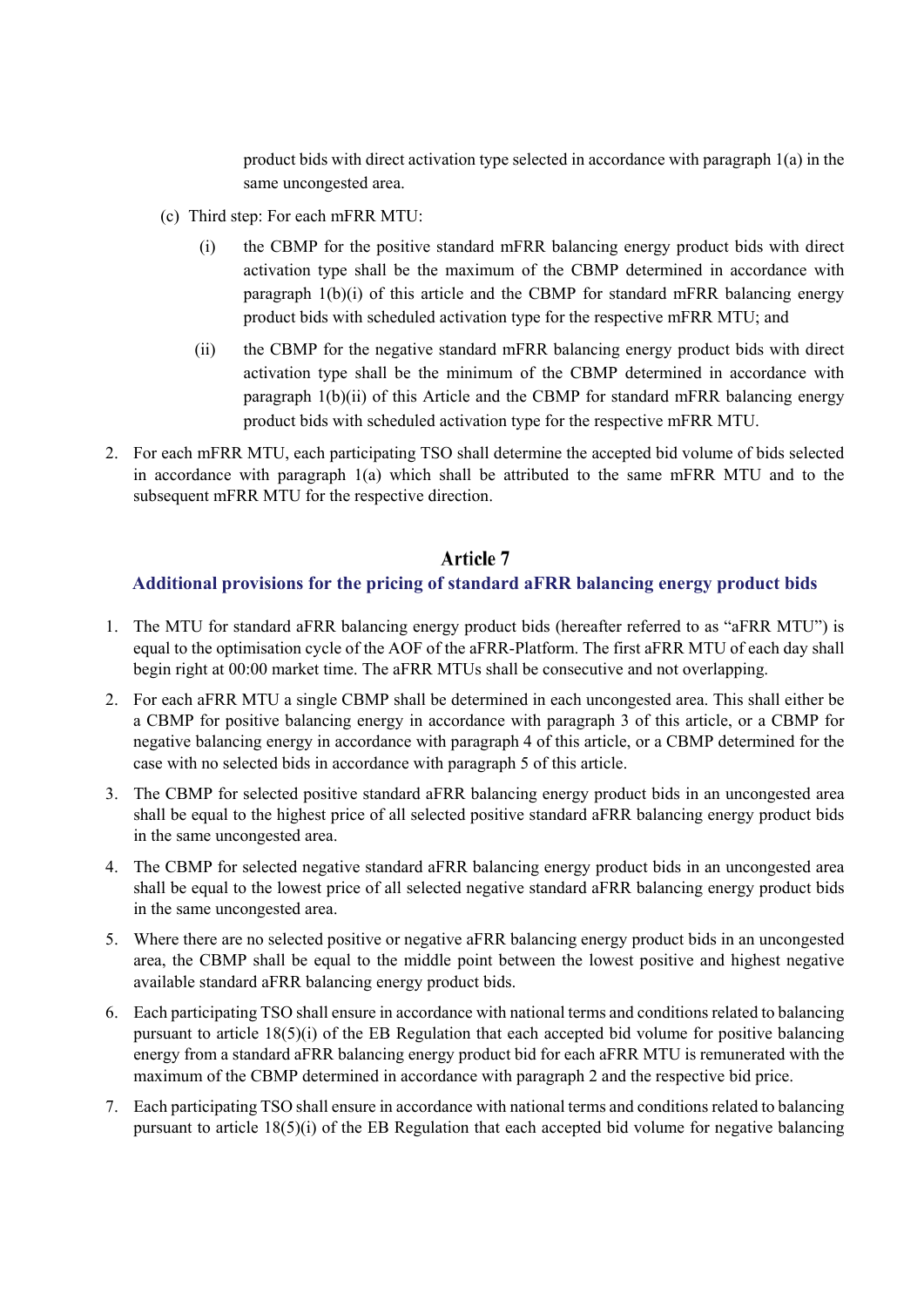product bids with direct activation type selected in accordance with paragraph 1(a) in the same uncongested area.

(c) Third step: For each mFRR MTU:

   (i) the CBMP for the positive standard mFRR balancing energy product bids with direct activation type shall be the maximum of the CBMP determined in accordance with paragraph 1(b)(i) of this article and the CBMP for standard mFRR balancing energy product bids with scheduled activation type for the respective mFRR MTU; and

   (ii) the CBMP for the negative standard mFRR balancing energy product bids with direct activation type shall be the minimum of the CBMP determined in accordance with paragraph 1(b)(ii) of this Article and the CBMP for standard mFRR balancing energy product bids with scheduled activation type for the respective mFRR MTU.

2. For each mFRR MTU, each participating TSO shall determine the accepted bid volume of bids selected in accordance with paragraph 1(a) which shall be attributed to the same mFRR MTU and to the subsequent mFRR MTU for the respective direction.

## Article 7

### Additional provisions for the pricing of standard aFRR balancing energy product bids

1. The MTU for standard aFRR balancing energy product bids (hereafter referred to as "aFRR MTU") is equal to the optimisation cycle of the AOF of the aFRR-Platform. The first aFRR MTU of each day shall begin right at 00:00 market time. The aFRR MTUs shall be consecutive and not overlapping.
2. For each aFRR MTU a single CBMP shall be determined in each uncongested area. This shall either be a CBMP for positive balancing energy in accordance with paragraph 3 of this article, or a CBMP for negative balancing energy in accordance with paragraph 4 of this article, or a CBMP determined for the case with no selected bids in accordance with paragraph 5 of this article.
3. The CBMP for selected positive standard aFRR balancing energy product bids in an uncongested area shall be equal to the highest price of all selected positive standard aFRR balancing energy product bids in the same uncongested area.
4. The CBMP for selected negative standard aFRR balancing energy product bids in an uncongested area shall be equal to the lowest price of all selected negative standard aFRR balancing energy product bids in the same uncongested area.
5. Where there are no selected positive or negative aFRR balancing energy product bids in an uncongested area, the CBMP shall be equal to the middle point between the lowest positive and highest negative available standard aFRR balancing energy product bids.
6. Each participating TSO shall ensure in accordance with national terms and conditions related to balancing pursuant to article 18(5)(i) of the EB Regulation that each accepted bid volume for positive balancing energy from a standard aFRR balancing energy product bid for each aFRR MTU is remunerated with the maximum of the CBMP determined in accordance with paragraph 2 and the respective bid price.
7. Each participating TSO shall ensure in accordance with national terms and conditions related to balancing pursuant to article 18(5)(i) of the EB Regulation that each accepted bid volume for negative balancing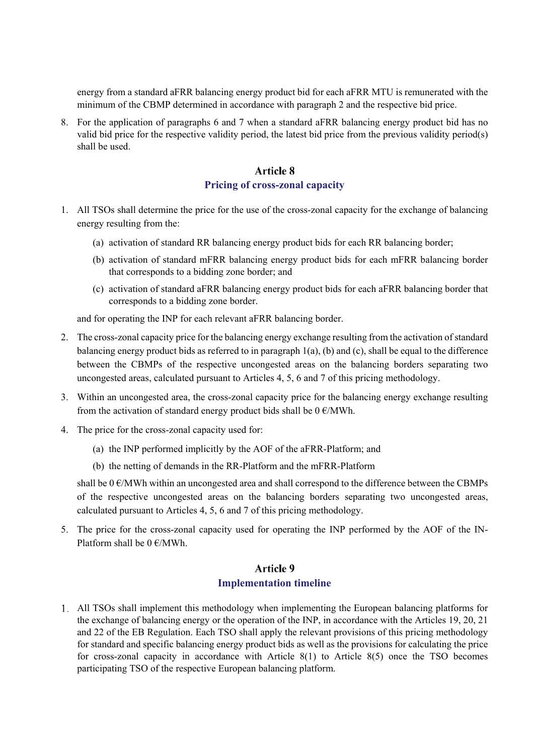energy from a standard aFRR balancing energy product bid for each aFRR MTU is remunerated with the minimum of the CBMP determined in accordance with paragraph 2 and the respective bid price.

8. For the application of paragraphs 6 and 7 when a standard aFRR balancing energy product bid has no valid bid price for the respective validity period, the latest bid price from the previous validity period(s) shall be used.

## Article 8
## Pricing of cross-zonal capacity

1. All TSOs shall determine the price for the use of the cross-zonal capacity for the exchange of balancing energy resulting from the:

   (a) activation of standard RR balancing energy product bids for each RR balancing border;

   (b) activation of standard mFRR balancing energy product bids for each mFRR balancing border that corresponds to a bidding zone border; and

   (c) activation of standard aFRR balancing energy product bids for each aFRR balancing border that corresponds to a bidding zone border.

   and for operating the INP for each relevant aFRR balancing border.

2. The cross-zonal capacity price for the balancing energy exchange resulting from the activation of standard balancing energy product bids as referred to in paragraph 1(a), (b) and (c), shall be equal to the difference between the CBMPs of the respective uncongested areas on the balancing borders separating two uncongested areas, calculated pursuant to Articles 4, 5, 6 and 7 of this pricing methodology.

3. Within an uncongested area, the cross-zonal capacity price for the balancing energy exchange resulting from the activation of standard energy product bids shall be 0 €/MWh.

4. The price for the cross-zonal capacity used for:

   (a) the INP performed implicitly by the AOF of the aFRR-Platform; and

   (b) the netting of demands in the RR-Platform and the mFRR-Platform

   shall be 0 €/MWh within an uncongested area and shall correspond to the difference between the CBMPs of the respective uncongested areas on the balancing borders separating two uncongested areas, calculated pursuant to Articles 4, 5, 6 and 7 of this pricing methodology.

5. The price for the cross-zonal capacity used for operating the INP performed by the AOF of the IN-Platform shall be 0 €/MWh.

## Article 9
## Implementation timeline

1. All TSOs shall implement this methodology when implementing the European balancing platforms for the exchange of balancing energy or the operation of the INP, in accordance with the Articles 19, 20, 21 and 22 of the EB Regulation. Each TSO shall apply the relevant provisions of this pricing methodology for standard and specific balancing energy product bids as well as the provisions for calculating the price for cross-zonal capacity in accordance with Article 8(1) to Article 8(5) once the TSO becomes participating TSO of the respective European balancing platform.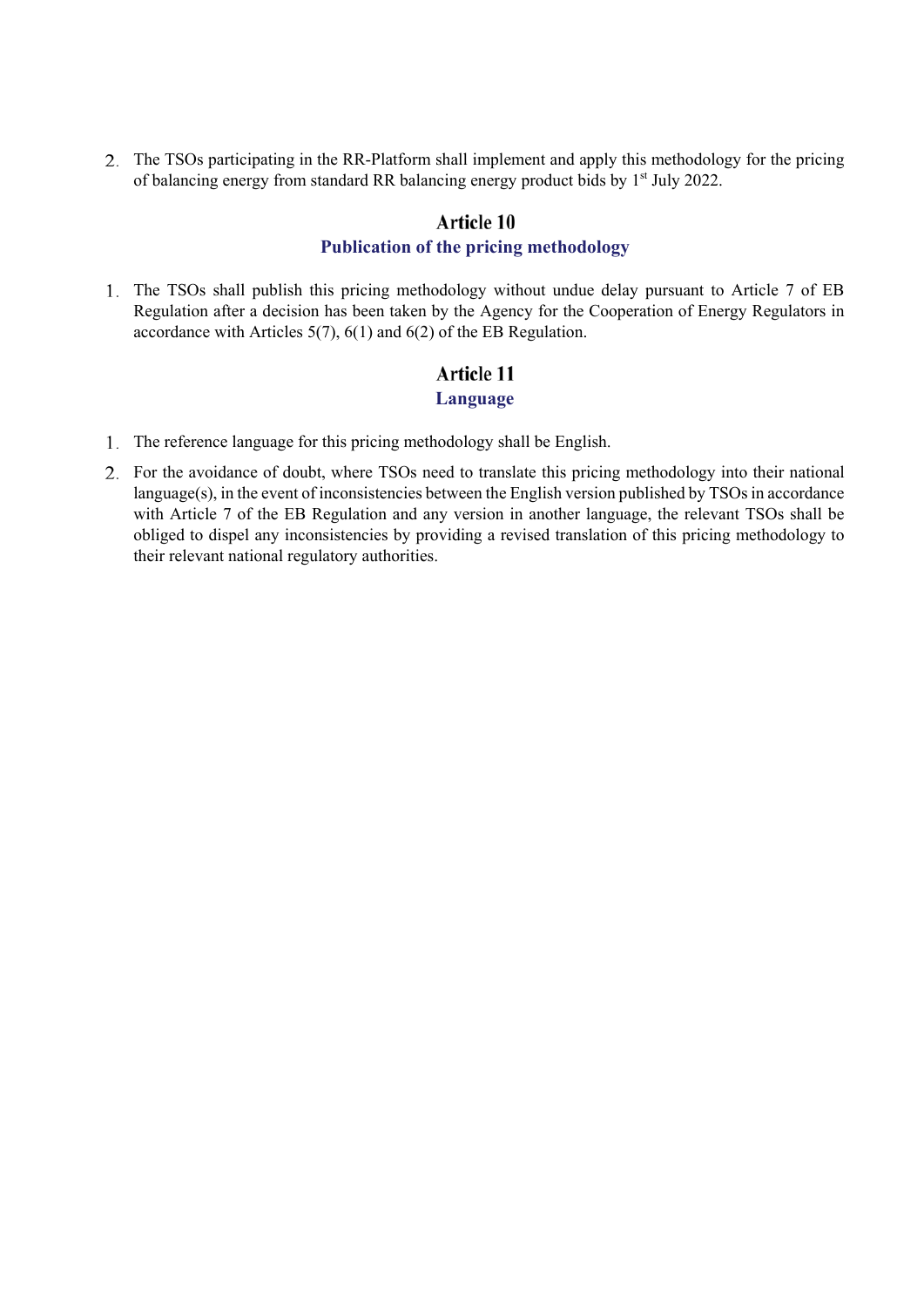2. The TSOs participating in the RR-Platform shall implement and apply this methodology for the pricing of balancing energy from standard RR balancing energy product bids by 1st July 2022.

## Article 10
### Publication of the pricing methodology

1. The TSOs shall publish this pricing methodology without undue delay pursuant to Article 7 of EB Regulation after a decision has been taken by the Agency for the Cooperation of Energy Regulators in accordance with Articles 5(7), 6(1) and 6(2) of the EB Regulation.

## Article 11
### Language

1. The reference language for this pricing methodology shall be English.
2. For the avoidance of doubt, where TSOs need to translate this pricing methodology into their national language(s), in the event of inconsistencies between the English version published by TSOs in accordance with Article 7 of the EB Regulation and any version in another language, the relevant TSOs shall be obliged to dispel any inconsistencies by providing a revised translation of this pricing methodology to their relevant national regulatory authorities.